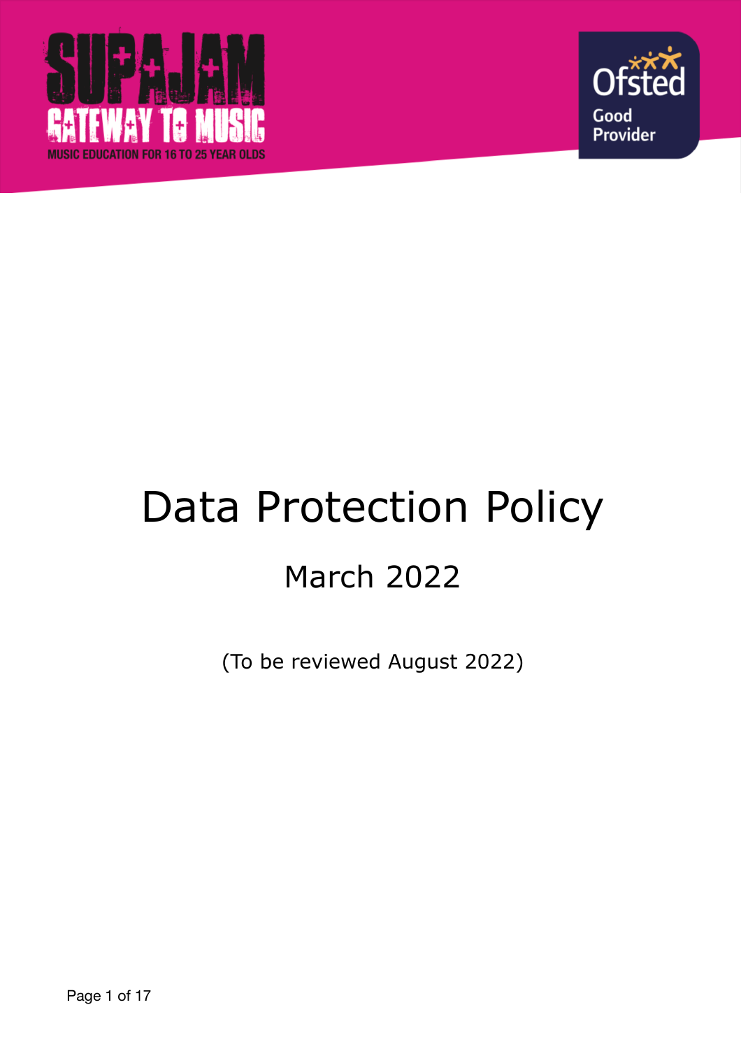SUPAJAM

GATEWAY TO MUSIC

MUSIC EDUCATION FOR 16 TO 25 YEAR OLDS

Ofsted

Good Provider

# Data Protection Policy

## March 2022

(To be reviewed August 2022)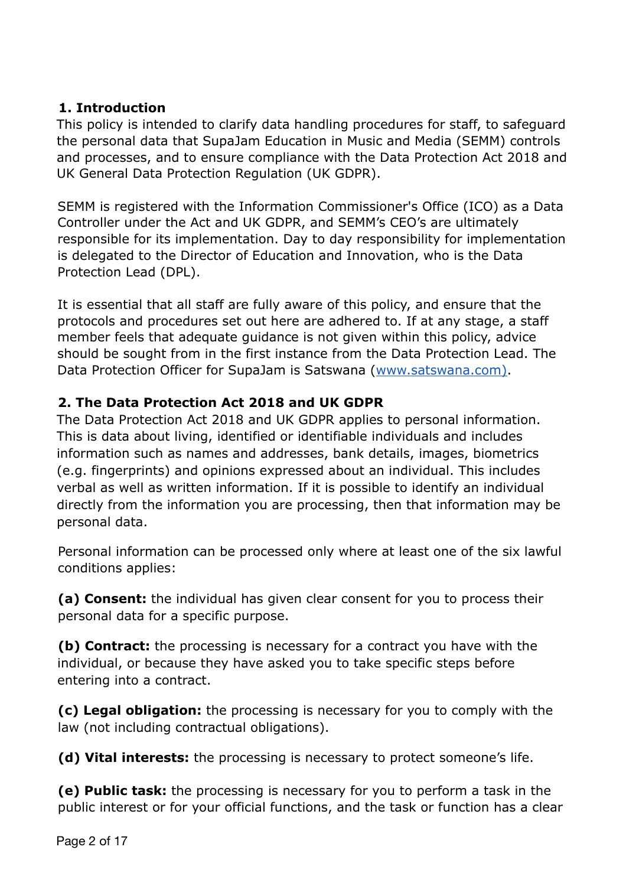## 1. Introduction

This policy is intended to clarify data handling procedures for staff, to safeguard the personal data that SupaJam Education in Music and Media (SEMM) controls and processes, and to ensure compliance with the Data Protection Act 2018 and UK General Data Protection Regulation (UK GDPR).

SEMM is registered with the Information Commissioner's Office (ICO) as a Data Controller under the Act and UK GDPR, and SEMM's CEO's are ultimately responsible for its implementation. Day to day responsibility for implementation is delegated to the Director of Education and Innovation, who is the Data Protection Lead (DPL).

It is essential that all staff are fully aware of this policy, and ensure that the protocols and procedures set out here are adhered to. If at any stage, a staff member feels that adequate guidance is not given within this policy, advice should be sought from in the first instance from the Data Protection Lead. The Data Protection Officer for SupaJam is Satswana ([www.satswana.com](http://www.satswana.com)).

## 2. The Data Protection Act 2018 and UK GDPR

The Data Protection Act 2018 and UK GDPR applies to personal information. This is data about living, identified or identifiable individuals and includes information such as names and addresses, bank details, images, biometrics (e.g. fingerprints) and opinions expressed about an individual. This includes verbal as well as written information. If it is possible to identify an individual directly from the information you are processing, then that information may be personal data.

Personal information can be processed only where at least one of the six lawful conditions applies:

**(a) Consent:** the individual has given clear consent for you to process their personal data for a specific purpose.

**(b) Contract:** the processing is necessary for a contract you have with the individual, or because they have asked you to take specific steps before entering into a contract.

**(c) Legal obligation:** the processing is necessary for you to comply with the law (not including contractual obligations).

**(d) Vital interests:** the processing is necessary to protect someone's life.

**(e) Public task:** the processing is necessary for you to perform a task in the public interest or for your official functions, and the task or function has a clear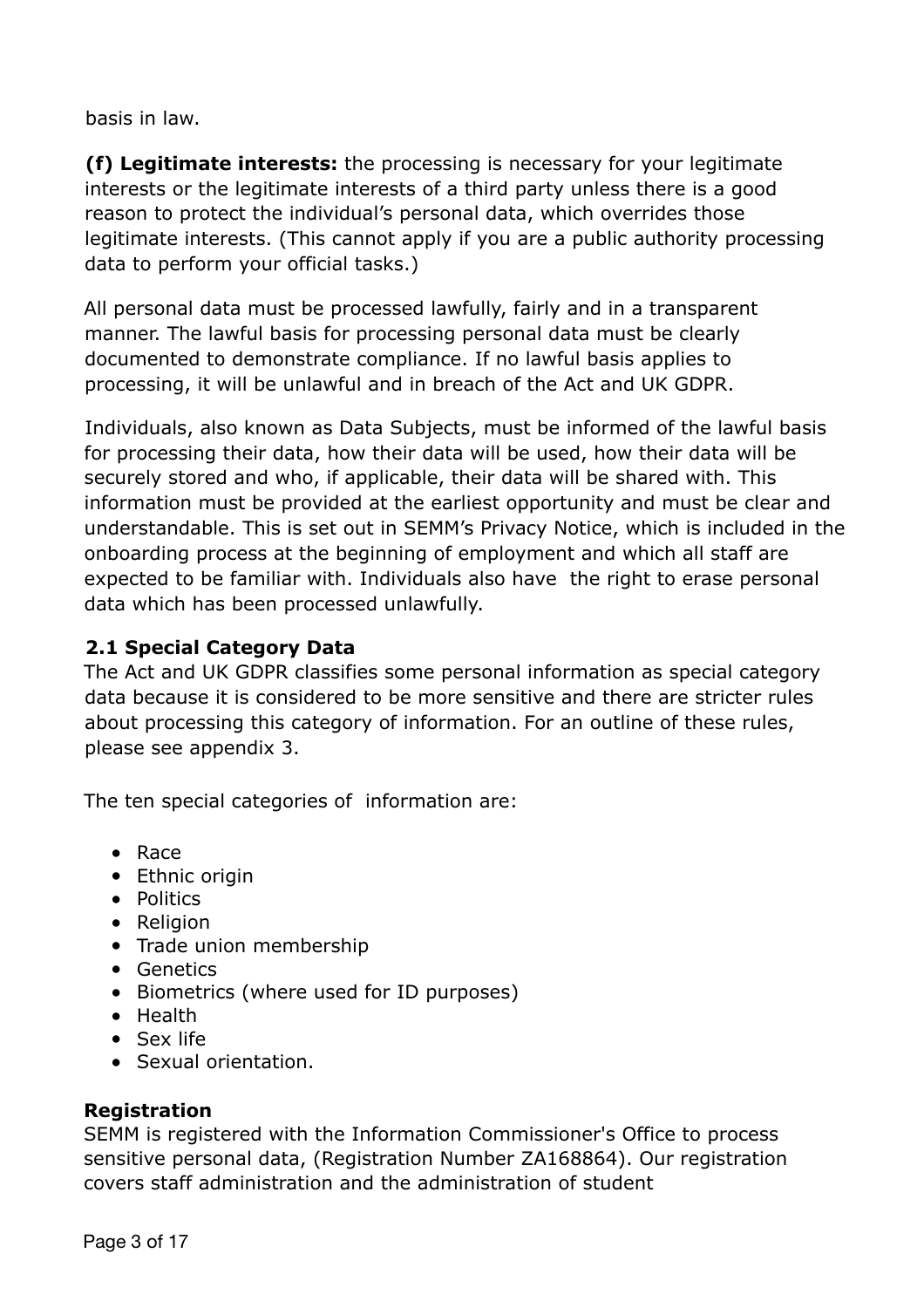basis in law.

**(f) Legitimate interests:** the processing is necessary for your legitimate interests or the legitimate interests of a third party unless there is a good reason to protect the individual's personal data, which overrides those legitimate interests. (This cannot apply if you are a public authority processing data to perform your official tasks.)

All personal data must be processed lawfully, fairly and in a transparent manner. The lawful basis for processing personal data must be clearly documented to demonstrate compliance. If no lawful basis applies to processing, it will be unlawful and in breach of the Act and UK GDPR.

Individuals, also known as Data Subjects, must be informed of the lawful basis for processing their data, how their data will be used, how their data will be securely stored and who, if applicable, their data will be shared with. This information must be provided at the earliest opportunity and must be clear and understandable. This is set out in SEMM's Privacy Notice, which is included in the onboarding process at the beginning of employment and which all staff are expected to be familiar with. Individuals also have the right to erase personal data which has been processed unlawfully.

### 2.1 Special Category Data

The Act and UK GDPR classifies some personal information as special category data because it is considered to be more sensitive and there are stricter rules about processing this category of information. For an outline of these rules, please see appendix 3.

The ten special categories of information are:

- Race
- Ethnic origin
- Politics
- Religion
- Trade union membership
- Genetics
- Biometrics (where used for ID purposes)
- Health
- Sex life
- Sexual orientation.

### Registration

SEMM is registered with the Information Commissioner's Office to process sensitive personal data, (Registration Number ZA168864). Our registration covers staff administration and the administration of student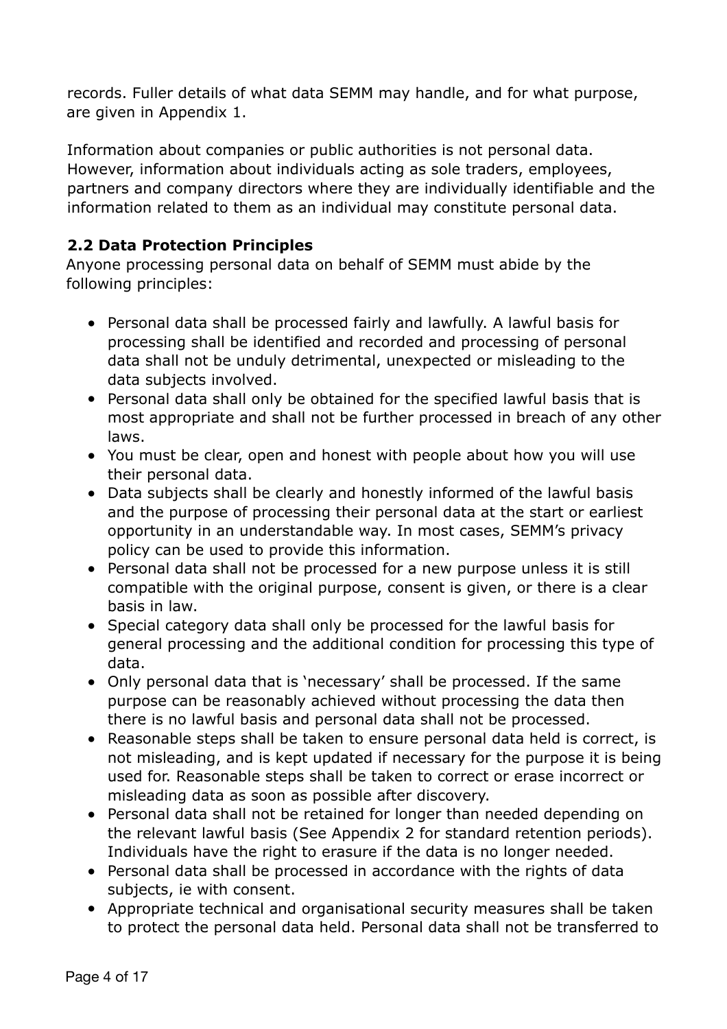records. Fuller details of what data SEMM may handle, and for what purpose, are given in Appendix 1.

Information about companies or public authorities is not personal data. However, information about individuals acting as sole traders, employees, partners and company directors where they are individually identifiable and the information related to them as an individual may constitute personal data.

### 2.2 Data Protection Principles

Anyone processing personal data on behalf of SEMM must abide by the following principles:

- Personal data shall be processed fairly and lawfully. A lawful basis for processing shall be identified and recorded and processing of personal data shall not be unduly detrimental, unexpected or misleading to the data subjects involved.
- Personal data shall only be obtained for the specified lawful basis that is most appropriate and shall not be further processed in breach of any other laws.
- You must be clear, open and honest with people about how you will use their personal data.
- Data subjects shall be clearly and honestly informed of the lawful basis and the purpose of processing their personal data at the start or earliest opportunity in an understandable way. In most cases, SEMM's privacy policy can be used to provide this information.
- Personal data shall not be processed for a new purpose unless it is still compatible with the original purpose, consent is given, or there is a clear basis in law.
- Special category data shall only be processed for the lawful basis for general processing and the additional condition for processing this type of data.
- Only personal data that is 'necessary' shall be processed. If the same purpose can be reasonably achieved without processing the data then there is no lawful basis and personal data shall not be processed.
- Reasonable steps shall be taken to ensure personal data held is correct, is not misleading, and is kept updated if necessary for the purpose it is being used for. Reasonable steps shall be taken to correct or erase incorrect or misleading data as soon as possible after discovery.
- Personal data shall not be retained for longer than needed depending on the relevant lawful basis (See Appendix 2 for standard retention periods). Individuals have the right to erasure if the data is no longer needed.
- Personal data shall be processed in accordance with the rights of data subjects, ie with consent.
- Appropriate technical and organisational security measures shall be taken to protect the personal data held. Personal data shall not be transferred to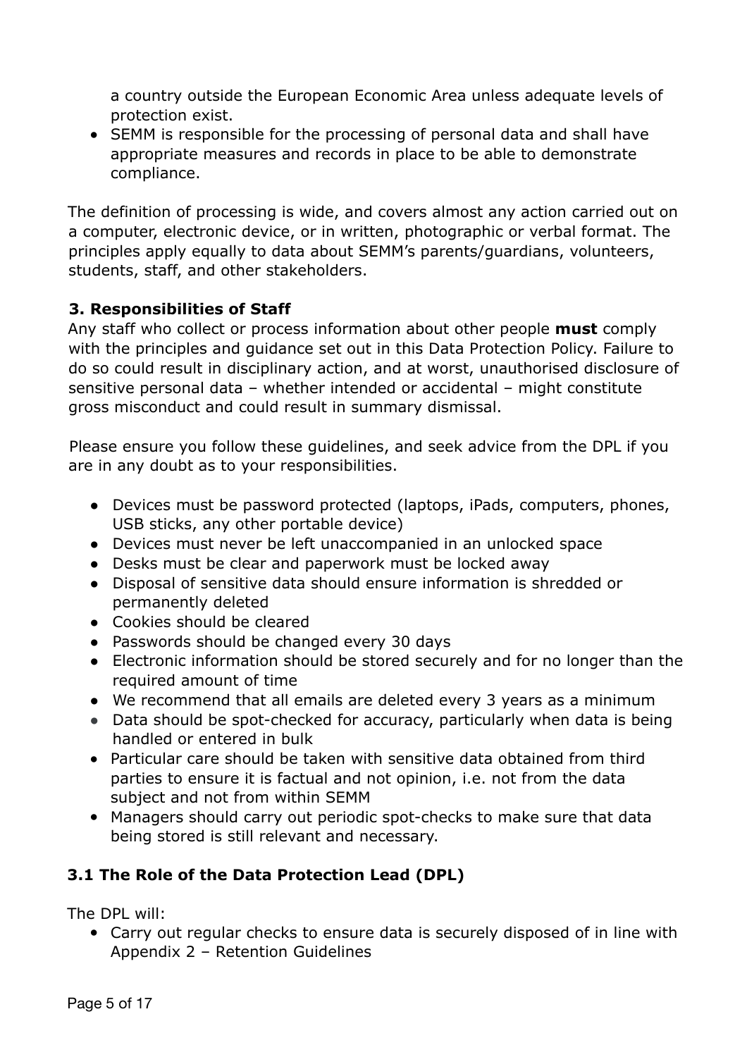a country outside the European Economic Area unless adequate levels of protection exist.

- SEMM is responsible for the processing of personal data and shall have appropriate measures and records in place to be able to demonstrate compliance.

The definition of processing is wide, and covers almost any action carried out on a computer, electronic device, or in written, photographic or verbal format. The principles apply equally to data about SEMM's parents/guardians, volunteers, students, staff, and other stakeholders.

### 3. Responsibilities of Staff

Any staff who collect or process information about other people **must** comply with the principles and guidance set out in this Data Protection Policy. Failure to do so could result in disciplinary action, and at worst, unauthorised disclosure of sensitive personal data – whether intended or accidental – might constitute gross misconduct and could result in summary dismissal.

Please ensure you follow these guidelines, and seek advice from the DPL if you are in any doubt as to your responsibilities.

- Devices must be password protected (laptops, iPads, computers, phones, USB sticks, any other portable device)
- Devices must never be left unaccompanied in an unlocked space
- Desks must be clear and paperwork must be locked away
- Disposal of sensitive data should ensure information is shredded or permanently deleted
- Cookies should be cleared
- Passwords should be changed every 30 days
- Electronic information should be stored securely and for no longer than the required amount of time
- We recommend that all emails are deleted every 3 years as a minimum
- Data should be spot-checked for accuracy, particularly when data is being handled or entered in bulk
- Particular care should be taken with sensitive data obtained from third parties to ensure it is factual and not opinion, i.e. not from the data subject and not from within SEMM
- Managers should carry out periodic spot-checks to make sure that data being stored is still relevant and necessary.

### 3.1 The Role of the Data Protection Lead (DPL)

The DPL will:

- Carry out regular checks to ensure data is securely disposed of in line with Appendix 2 – Retention Guidelines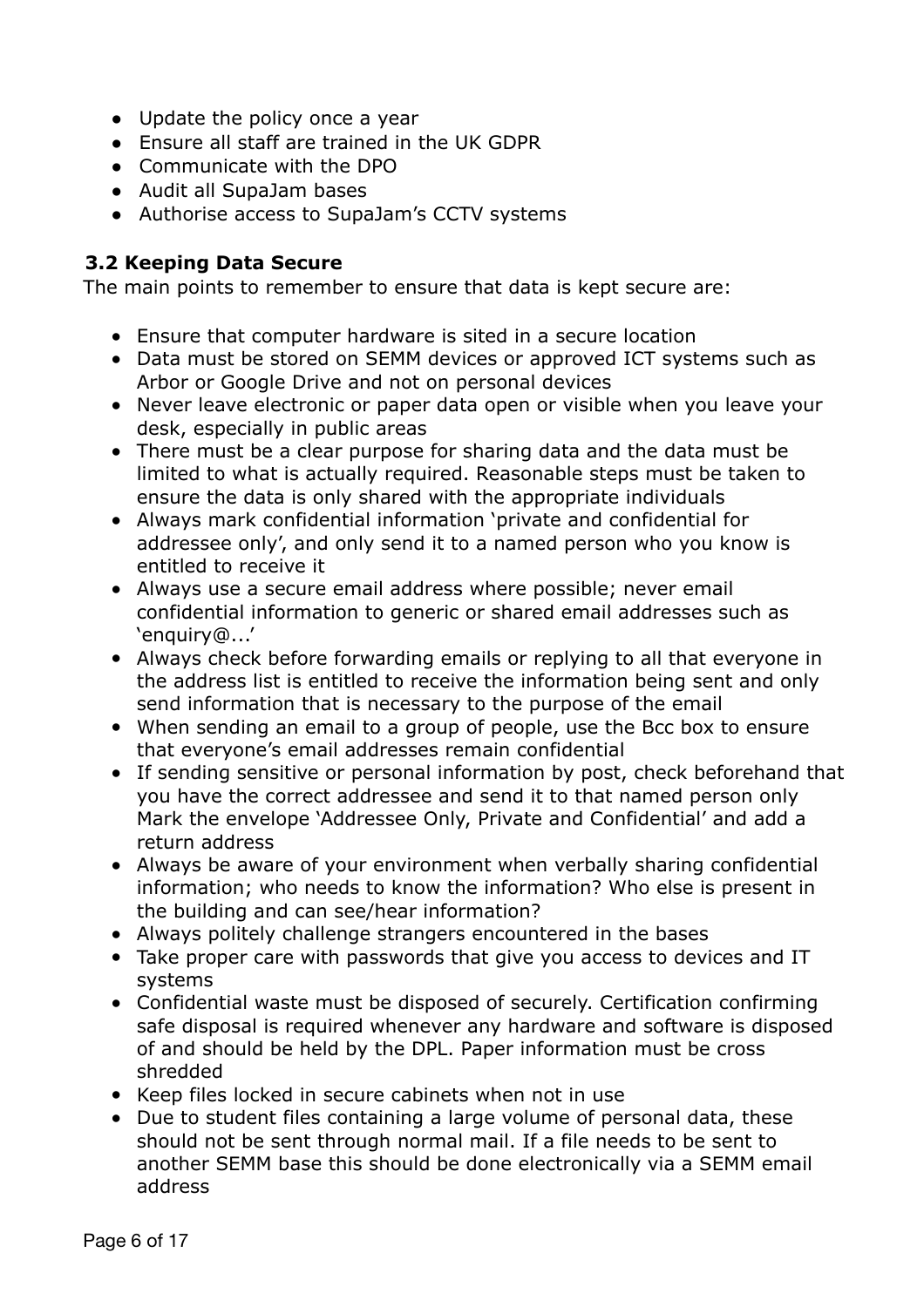- Update the policy once a year
- Ensure all staff are trained in the UK GDPR
- Communicate with the DPO
- Audit all SupaJam bases
- Authorise access to SupaJam's CCTV systems

### 3.2 Keeping Data Secure

The main points to remember to ensure that data is kept secure are:

- Ensure that computer hardware is sited in a secure location
- Data must be stored on SEMM devices or approved ICT systems such as Arbor or Google Drive and not on personal devices
- Never leave electronic or paper data open or visible when you leave your desk, especially in public areas
- There must be a clear purpose for sharing data and the data must be limited to what is actually required. Reasonable steps must be taken to ensure the data is only shared with the appropriate individuals
- Always mark confidential information 'private and confidential for addressee only', and only send it to a named person who you know is entitled to receive it
- Always use a secure email address where possible; never email confidential information to generic or shared email addresses such as 'enquiry@...'
- Always check before forwarding emails or replying to all that everyone in the address list is entitled to receive the information being sent and only send information that is necessary to the purpose of the email
- When sending an email to a group of people, use the Bcc box to ensure that everyone's email addresses remain confidential
- If sending sensitive or personal information by post, check beforehand that you have the correct addressee and send it to that named person only Mark the envelope 'Addressee Only, Private and Confidential' and add a return address
- Always be aware of your environment when verbally sharing confidential information; who needs to know the information? Who else is present in the building and can see/hear information?
- Always politely challenge strangers encountered in the bases
- Take proper care with passwords that give you access to devices and IT systems
- Confidential waste must be disposed of securely. Certification confirming safe disposal is required whenever any hardware and software is disposed of and should be held by the DPL. Paper information must be cross shredded
- Keep files locked in secure cabinets when not in use
- Due to student files containing a large volume of personal data, these should not be sent through normal mail. If a file needs to be sent to another SEMM base this should be done electronically via a SEMM email address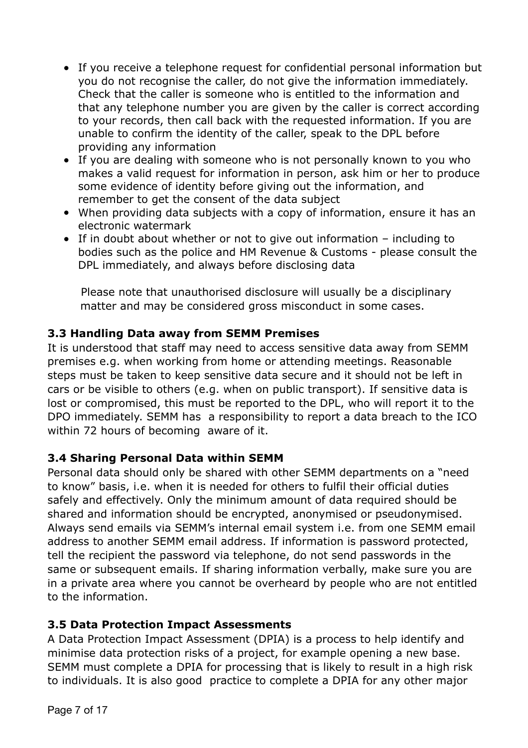- If you receive a telephone request for confidential personal information but you do not recognise the caller, do not give the information immediately. Check that the caller is someone who is entitled to the information and that any telephone number you are given by the caller is correct according to your records, then call back with the requested information. If you are unable to confirm the identity of the caller, speak to the DPL before providing any information
- If you are dealing with someone who is not personally known to you who makes a valid request for information in person, ask him or her to produce some evidence of identity before giving out the information, and remember to get the consent of the data subject
- When providing data subjects with a copy of information, ensure it has an electronic watermark
- If in doubt about whether or not to give out information – including to bodies such as the police and HM Revenue & Customs - please consult the DPL immediately, and always before disclosing data

Please note that unauthorised disclosure will usually be a disciplinary matter and may be considered gross misconduct in some cases.

### 3.3 Handling Data away from SEMM Premises

It is understood that staff may need to access sensitive data away from SEMM premises e.g. when working from home or attending meetings. Reasonable steps must be taken to keep sensitive data secure and it should not be left in cars or be visible to others (e.g. when on public transport). If sensitive data is lost or compromised, this must be reported to the DPL, who will report it to the DPO immediately. SEMM has a responsibility to report a data breach to the ICO within 72 hours of becoming aware of it.

### 3.4 Sharing Personal Data within SEMM

Personal data should only be shared with other SEMM departments on a "need to know" basis, i.e. when it is needed for others to fulfil their official duties safely and effectively. Only the minimum amount of data required should be shared and information should be encrypted, anonymised or pseudonymised. Always send emails via SEMM's internal email system i.e. from one SEMM email address to another SEMM email address. If information is password protected, tell the recipient the password via telephone, do not send passwords in the same or subsequent emails. If sharing information verbally, make sure you are in a private area where you cannot be overheard by people who are not entitled to the information.

### 3.5 Data Protection Impact Assessments

A Data Protection Impact Assessment (DPIA) is a process to help identify and minimise data protection risks of a project, for example opening a new base. SEMM must complete a DPIA for processing that is likely to result in a high risk to individuals. It is also good practice to complete a DPIA for any other major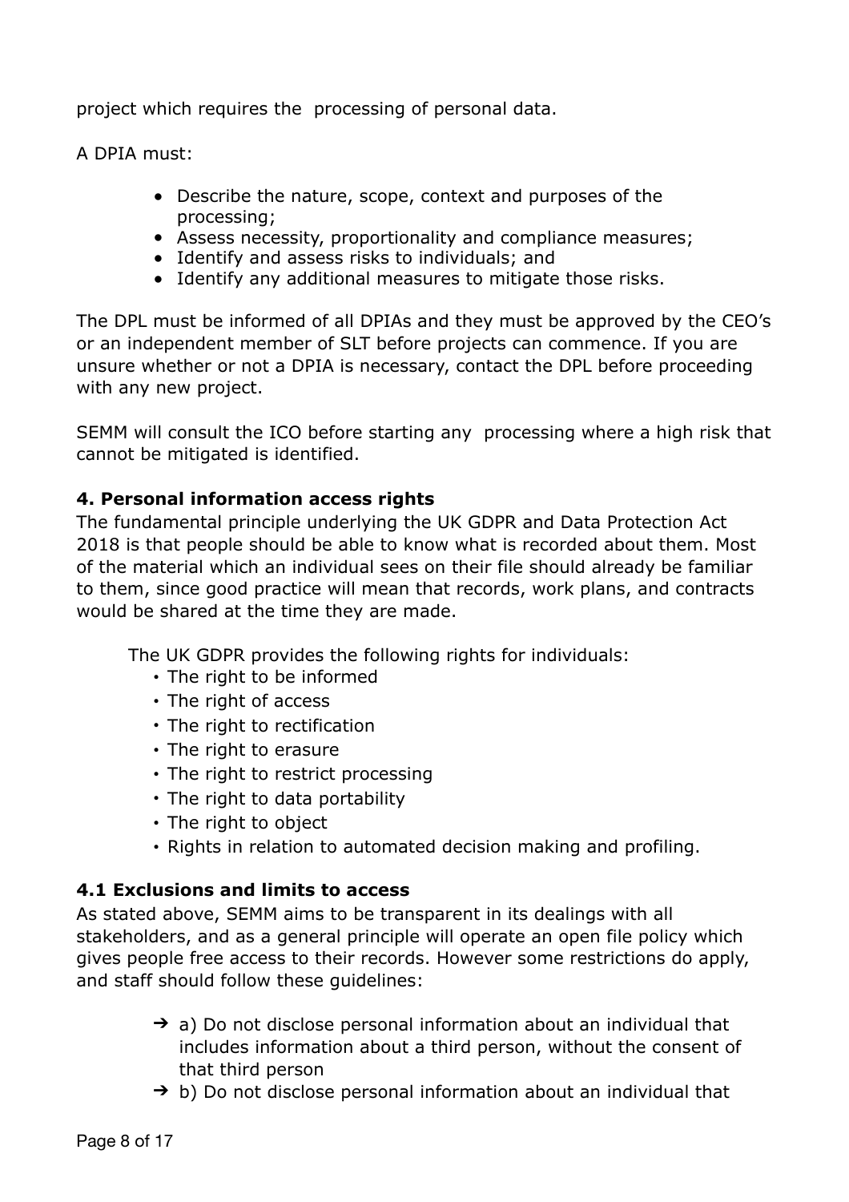project which requires the processing of personal data.

A DPIA must:

- Describe the nature, scope, context and purposes of the processing;
- Assess necessity, proportionality and compliance measures;
- Identify and assess risks to individuals; and
- Identify any additional measures to mitigate those risks.

The DPL must be informed of all DPIAs and they must be approved by the CEO's or an independent member of SLT before projects can commence. If you are unsure whether or not a DPIA is necessary, contact the DPL before proceeding with any new project.

SEMM will consult the ICO before starting any processing where a high risk that cannot be mitigated is identified.

### 4. Personal information access rights

The fundamental principle underlying the UK GDPR and Data Protection Act 2018 is that people should be able to know what is recorded about them. Most of the material which an individual sees on their file should already be familiar to them, since good practice will mean that records, work plans, and contracts would be shared at the time they are made.

The UK GDPR provides the following rights for individuals:

- The right to be informed
- The right of access
- The right to rectification
- The right to erasure
- The right to restrict processing
- The right to data portability
- The right to object
- Rights in relation to automated decision making and profiling.

### 4.1 Exclusions and limits to access

As stated above, SEMM aims to be transparent in its dealings with all stakeholders, and as a general principle will operate an open file policy which gives people free access to their records. However some restrictions do apply, and staff should follow these guidelines:

- ➔ a) Do not disclose personal information about an individual that includes information about a third person, without the consent of that third person
- ➔ b) Do not disclose personal information about an individual that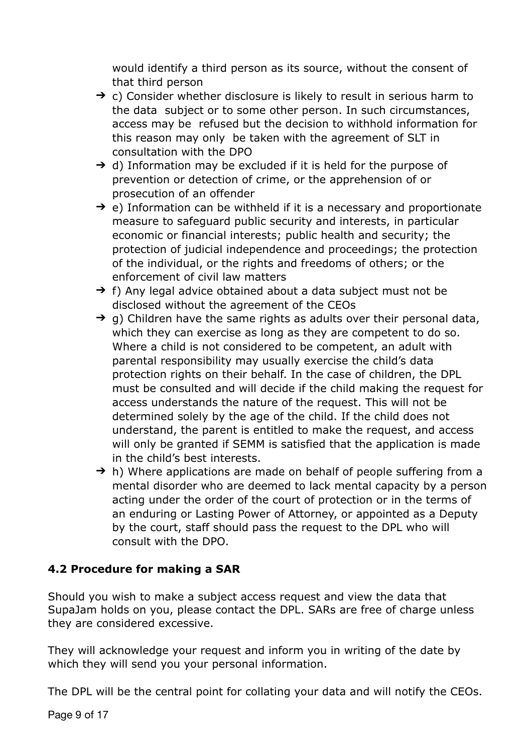would identify a third person as its source, without the consent of that third person

- ➔ c) Consider whether disclosure is likely to result in serious harm to the data subject or to some other person. In such circumstances, access may be refused but the decision to withhold information for this reason may only be taken with the agreement of SLT in consultation with the DPO
- ➔ d) Information may be excluded if it is held for the purpose of prevention or detection of crime, or the apprehension of or prosecution of an offender
- ➔ e) Information can be withheld if it is a necessary and proportionate measure to safeguard public security and interests, in particular economic or financial interests; public health and security; the protection of judicial independence and proceedings; the protection of the individual, or the rights and freedoms of others; or the enforcement of civil law matters
- ➔ f) Any legal advice obtained about a data subject must not be disclosed without the agreement of the CEOs
- ➔ g) Children have the same rights as adults over their personal data, which they can exercise as long as they are competent to do so. Where a child is not considered to be competent, an adult with parental responsibility may usually exercise the child's data protection rights on their behalf. In the case of children, the DPL must be consulted and will decide if the child making the request for access understands the nature of the request. This will not be determined solely by the age of the child. If the child does not understand, the parent is entitled to make the request, and access will only be granted if SEMM is satisfied that the application is made in the child's best interests.
- ➔ h) Where applications are made on behalf of people suffering from a mental disorder who are deemed to lack mental capacity by a person acting under the order of the court of protection or in the terms of an enduring or Lasting Power of Attorney, or appointed as a Deputy by the court, staff should pass the request to the DPL who will consult with the DPO.

### 4.2 Procedure for making a SAR

Should you wish to make a subject access request and view the data that SupaJam holds on you, please contact the DPL. SARs are free of charge unless they are considered excessive.

They will acknowledge your request and inform you in writing of the date by which they will send you your personal information.

The DPL will be the central point for collating your data and will notify the CEOs.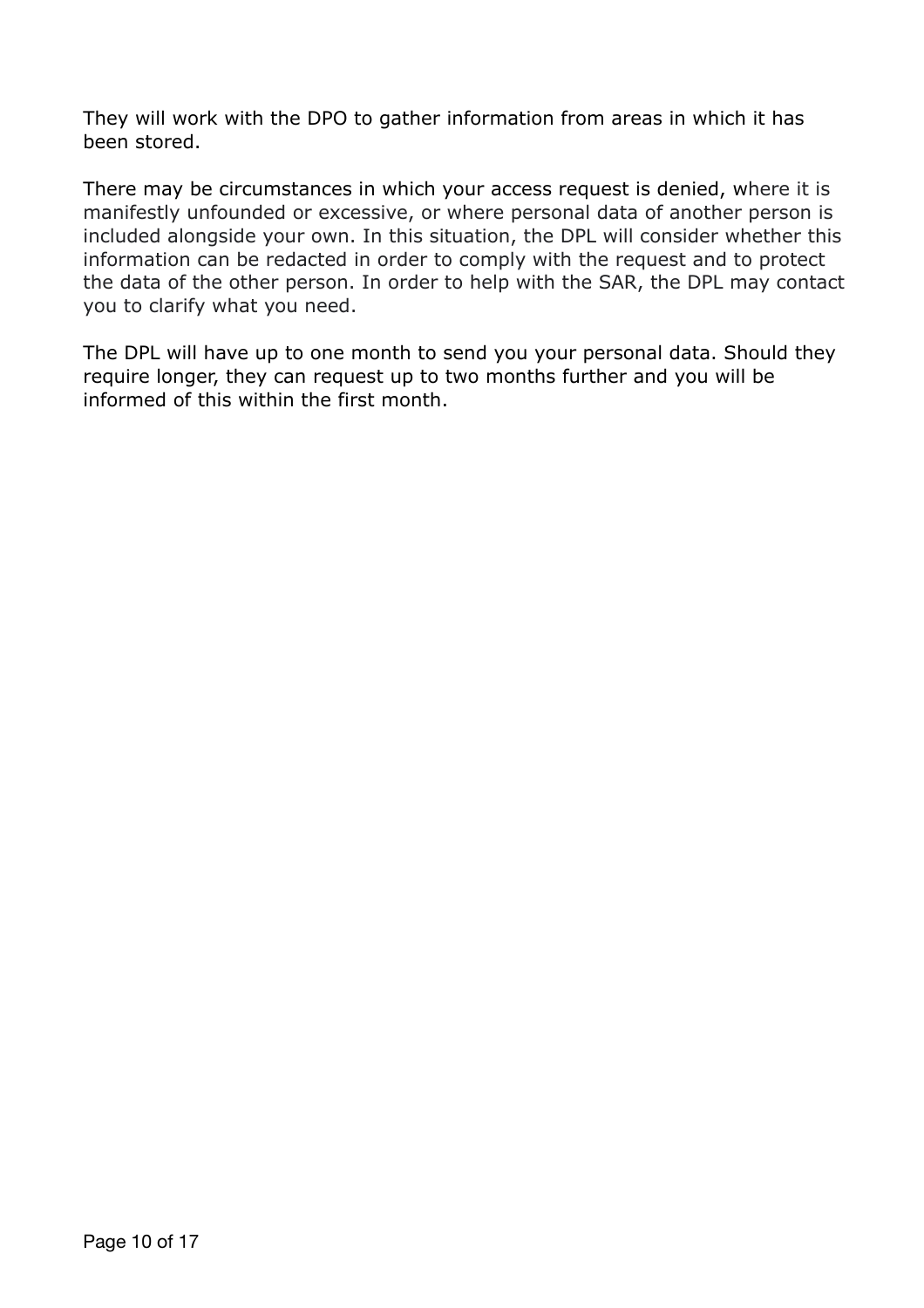They will work with the DPO to gather information from areas in which it has been stored.

There may be circumstances in which your access request is denied, where it is manifestly unfounded or excessive, or where personal data of another person is included alongside your own. In this situation, the DPL will consider whether this information can be redacted in order to comply with the request and to protect the data of the other person. In order to help with the SAR, the DPL may contact you to clarify what you need.

The DPL will have up to one month to send you your personal data. Should they require longer, they can request up to two months further and you will be informed of this within the first month.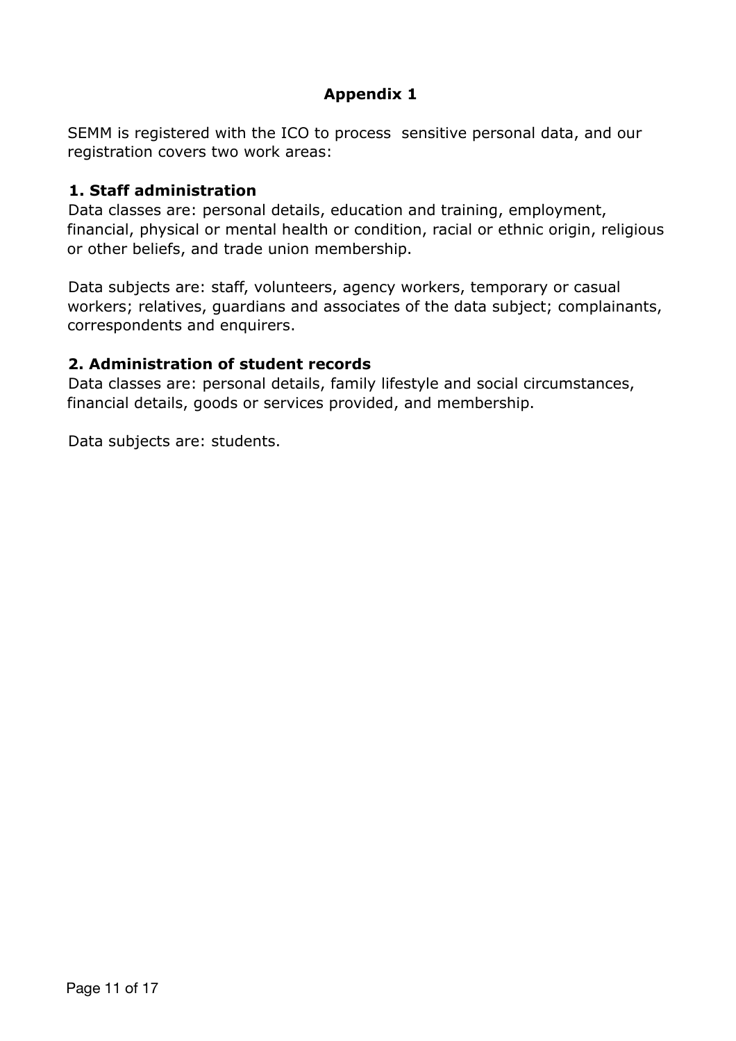## Appendix 1

SEMM is registered with the ICO to process sensitive personal data, and our registration covers two work areas:

### 1. Staff administration

Data classes are: personal details, education and training, employment, financial, physical or mental health or condition, racial or ethnic origin, religious or other beliefs, and trade union membership.

Data subjects are: staff, volunteers, agency workers, temporary or casual workers; relatives, guardians and associates of the data subject; complainants, correspondents and enquirers.

### 2. Administration of student records

Data classes are: personal details, family lifestyle and social circumstances, financial details, goods or services provided, and membership.

Data subjects are: students.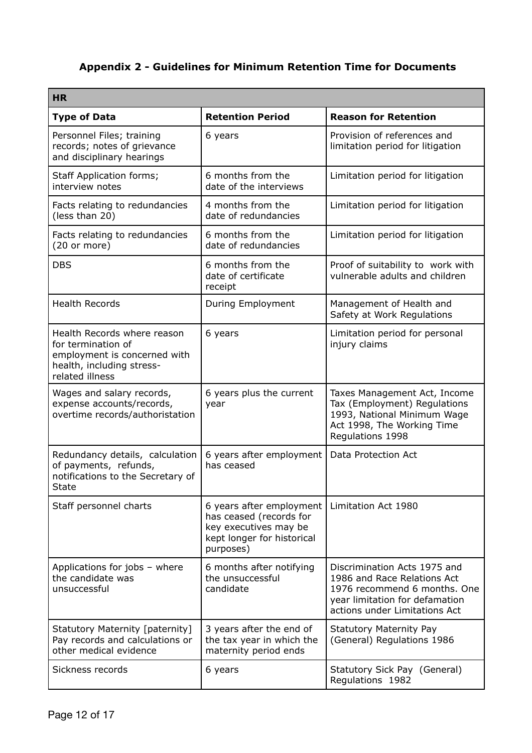## Appendix 2 - Guidelines for Minimum Retention Time for Documents

| HR | | |
|---|---|---|
| **Type of Data** | **Retention Period** | **Reason for Retention** |
| Personnel Files; training records; notes of grievance and disciplinary hearings | 6 years | Provision of references and limitation period for litigation |
| Staff Application forms; interview notes | 6 months from the date of the interviews | Limitation period for litigation |
| Facts relating to redundancies (less than 20) | 4 months from the date of redundancies | Limitation period for litigation |
| Facts relating to redundancies (20 or more) | 6 months from the date of redundancies | Limitation period for litigation |
| DBS | 6 months from the date of certificate receipt | Proof of suitability to work with vulnerable adults and children |
| Health Records | During Employment | Management of Health and Safety at Work Regulations |
| Health Records where reason for termination of employment is concerned with health, including stress-related illness | 6 years | Limitation period for personal injury claims |
| Wages and salary records, expense accounts/records, overtime records/authoristation | 6 years plus the current year | Taxes Management Act, Income Tax (Employment) Regulations 1993, National Minimum Wage Act 1998, The Working Time Regulations 1998 |
| Redundancy details, calculation of payments, refunds, notifications to the Secretary of State | 6 years after employment has ceased | Data Protection Act |
| Staff personnel charts | 6 years after employment has ceased (records for key executives may be kept longer for historical purposes) | Limitation Act 1980 |
| Applications for jobs – where the candidate was unsuccessful | 6 months after notifying the unsuccessful candidate | Discrimination Acts 1975 and 1986 and Race Relations Act 1976 recommend 6 months. One year limitation for defamation actions under Limitations Act |
| Statutory Maternity [paternity] Pay records and calculations or other medical evidence | 3 years after the end of the tax year in which the maternity period ends | Statutory Maternity Pay (General) Regulations 1986 |
| Sickness records | 6 years | Statutory Sick Pay (General) Regulations 1982 |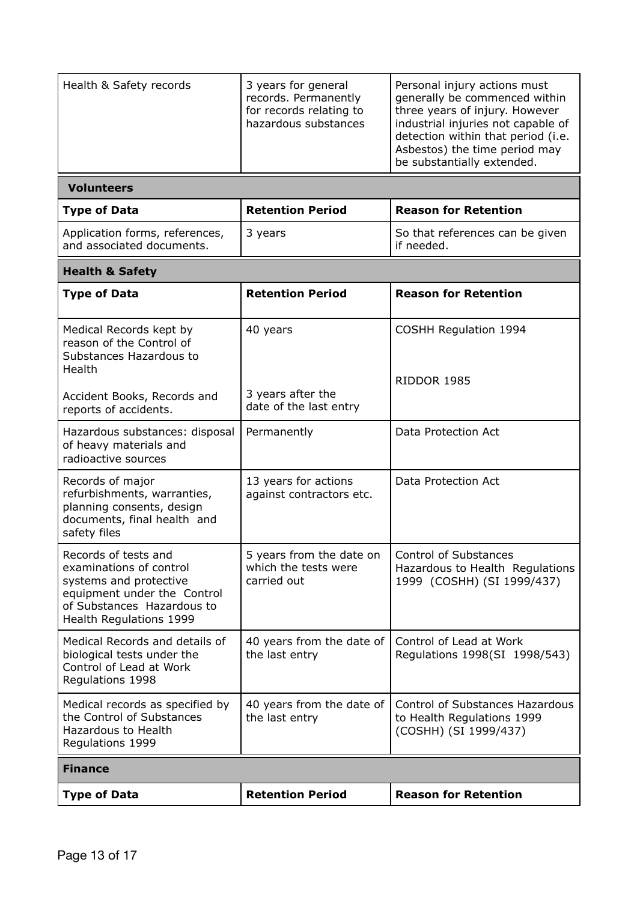| Health & Safety records | 3 years for general records. Permanently for records relating to hazardous substances | Personal injury actions must generally be commenced within three years of injury. However industrial injuries not capable of detection within that period (i.e. Asbestos) the time period may be substantially extended. |
|---|---|---|

**Volunteers**

| **Type of Data** | **Retention Period** | **Reason for Retention** |
|---|---|---|
| Application forms, references, and associated documents. | 3 years | So that references can be given if needed. |

**Health & Safety**

| **Type of Data** | **Retention Period** | **Reason for Retention** |
|---|---|---|
| Medical Records kept by reason of the Control of Substances Hazardous to Health<br><br>Accident Books, Records and reports of accidents. | 40 years<br><br>3 years after the date of the last entry | COSHH Regulation 1994<br><br>RIDDOR 1985 |
| Hazardous substances: disposal of heavy materials and radioactive sources | Permanently | Data Protection Act |
| Records of major refurbishments, warranties, planning consents, design documents, final health and safety files | 13 years for actions against contractors etc. | Data Protection Act |
| Records of tests and examinations of control systems and protective equipment under the Control of Substances Hazardous to Health Regulations 1999 | 5 years from the date on which the tests were carried out | Control of Substances Hazardous to Health Regulations 1999 (COSHH) (SI 1999/437) |
| Medical Records and details of biological tests under the Control of Lead at Work Regulations 1998 | 40 years from the date of the last entry | Control of Lead at Work Regulations 1998(SI 1998/543) |
| Medical records as specified by the Control of Substances Hazardous to Health Regulations 1999 | 40 years from the date of the last entry | Control of Substances Hazardous to Health Regulations 1999 (COSHH) (SI 1999/437) |

**Finance**

| **Type of Data** | **Retention Period** | **Reason for Retention** |
|---|---|---|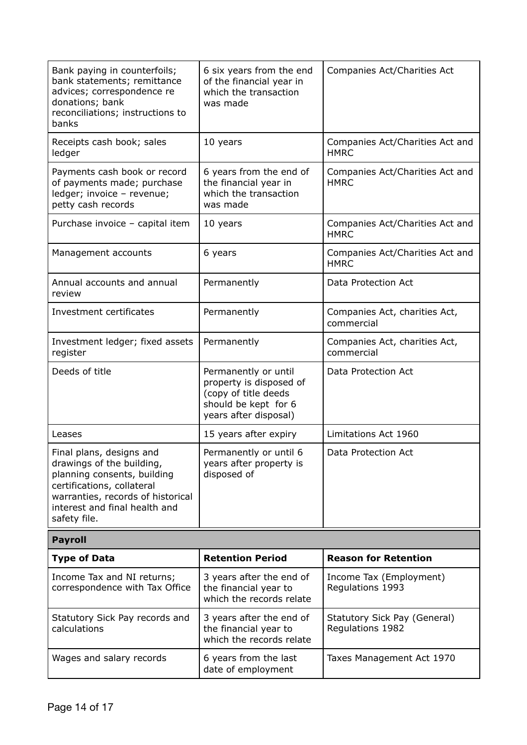| | | |
|---|---|---|
| Bank paying in counterfoils; bank statements; remittance advices; correspondence re donations; bank reconciliations; instructions to banks | 6 six years from the end of the financial year in which the transaction was made | Companies Act/Charities Act |
| Receipts cash book; sales ledger | 10 years | Companies Act/Charities Act and HMRC |
| Payments cash book or record of payments made; purchase ledger; invoice – revenue; petty cash records | 6 years from the end of the financial year in which the transaction was made | Companies Act/Charities Act and HMRC |
| Purchase invoice – capital item | 10 years | Companies Act/Charities Act and HMRC |
| Management accounts | 6 years | Companies Act/Charities Act and HMRC |
| Annual accounts and annual review | Permanently | Data Protection Act |
| Investment certificates | Permanently | Companies Act, charities Act, commercial |
| Investment ledger; fixed assets register | Permanently | Companies Act, charities Act, commercial |
| Deeds of title | Permanently or until property is disposed of (copy of title deeds should be kept for 6 years after disposal) | Data Protection Act |
| Leases | 15 years after expiry | Limitations Act 1960 |
| Final plans, designs and drawings of the building, planning consents, building certifications, collateral warranties, records of historical interest and final health and safety file. | Permanently or until 6 years after property is disposed of | Data Protection Act |

**Payroll**

| Type of Data | Retention Period | Reason for Retention |
|---|---|---|
| Income Tax and NI returns; correspondence with Tax Office | 3 years after the end of the financial year to which the records relate | Income Tax (Employment) Regulations 1993 |
| Statutory Sick Pay records and calculations | 3 years after the end of the financial year to which the records relate | Statutory Sick Pay (General) Regulations 1982 |
| Wages and salary records | 6 years from the last date of employment | Taxes Management Act 1970 |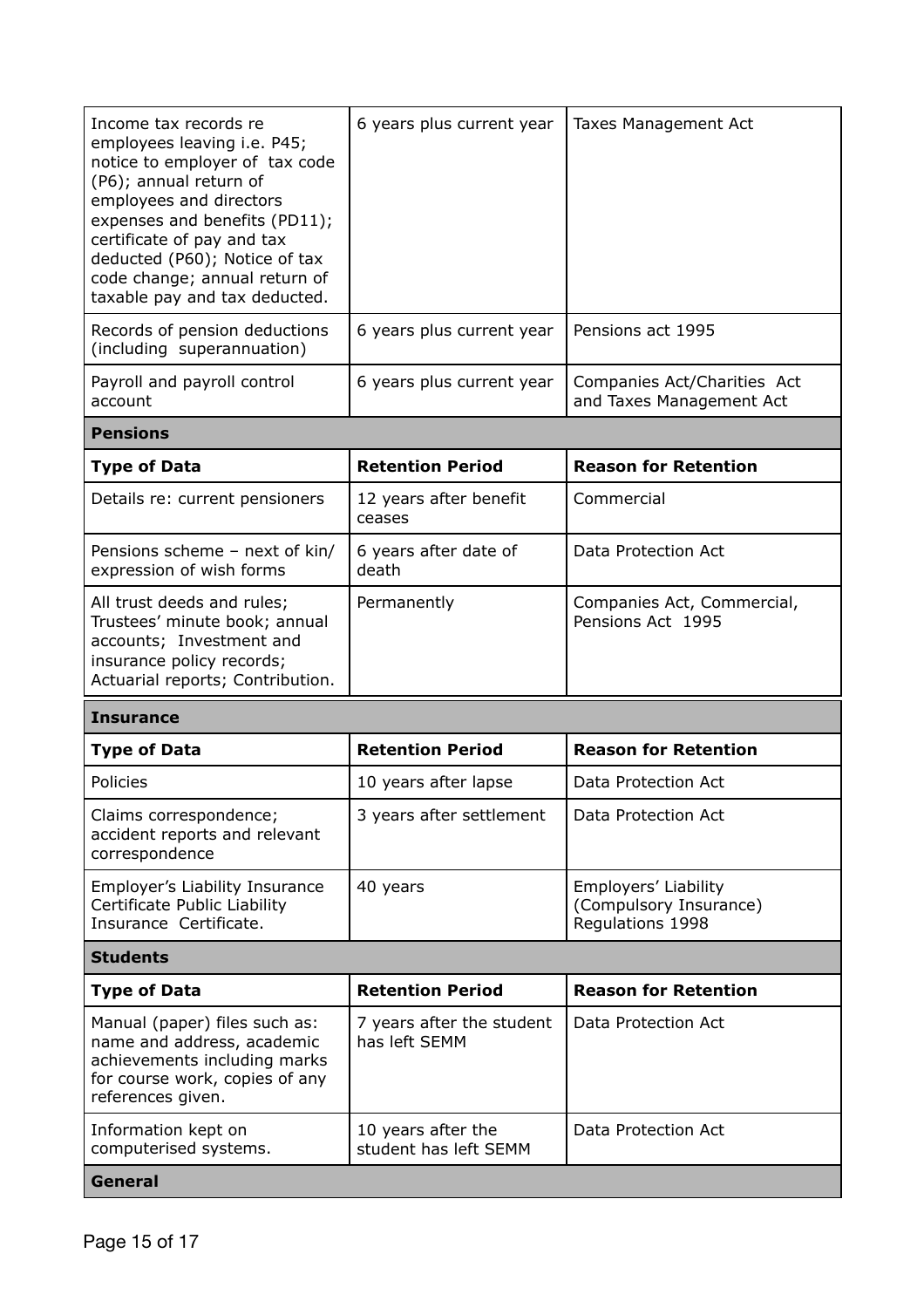| | | |
|---|---|---|
| Income tax records re employees leaving i.e. P45; notice to employer of tax code (P6); annual return of employees and directors expenses and benefits (PD11); certificate of pay and tax deducted (P60); Notice of tax code change; annual return of taxable pay and tax deducted. | 6 years plus current year | Taxes Management Act |
| Records of pension deductions (including superannuation) | 6 years plus current year | Pensions act 1995 |
| Payroll and payroll control account | 6 years plus current year | Companies Act/Charities Act and Taxes Management Act |

**Pensions**

| Type of Data | Retention Period | Reason for Retention |
|---|---|---|
| Details re: current pensioners | 12 years after benefit ceases | Commercial |
| Pensions scheme – next of kin/ expression of wish forms | 6 years after date of death | Data Protection Act |
| All trust deeds and rules; Trustees' minute book; annual accounts; Investment and insurance policy records; Actuarial reports; Contribution. | Permanently | Companies Act, Commercial, Pensions Act 1995 |

**Insurance**

| Type of Data | Retention Period | Reason for Retention |
|---|---|---|
| Policies | 10 years after lapse | Data Protection Act |
| Claims correspondence; accident reports and relevant correspondence | 3 years after settlement | Data Protection Act |
| Employer's Liability Insurance Certificate Public Liability Insurance Certificate. | 40 years | Employers' Liability (Compulsory Insurance) Regulations 1998 |

**Students**

| Type of Data | Retention Period | Reason for Retention |
|---|---|---|
| Manual (paper) files such as: name and address, academic achievements including marks for course work, copies of any references given. | 7 years after the student has left SEMM | Data Protection Act |
| Information kept on computerised systems. | 10 years after the student has left SEMM | Data Protection Act |

**General**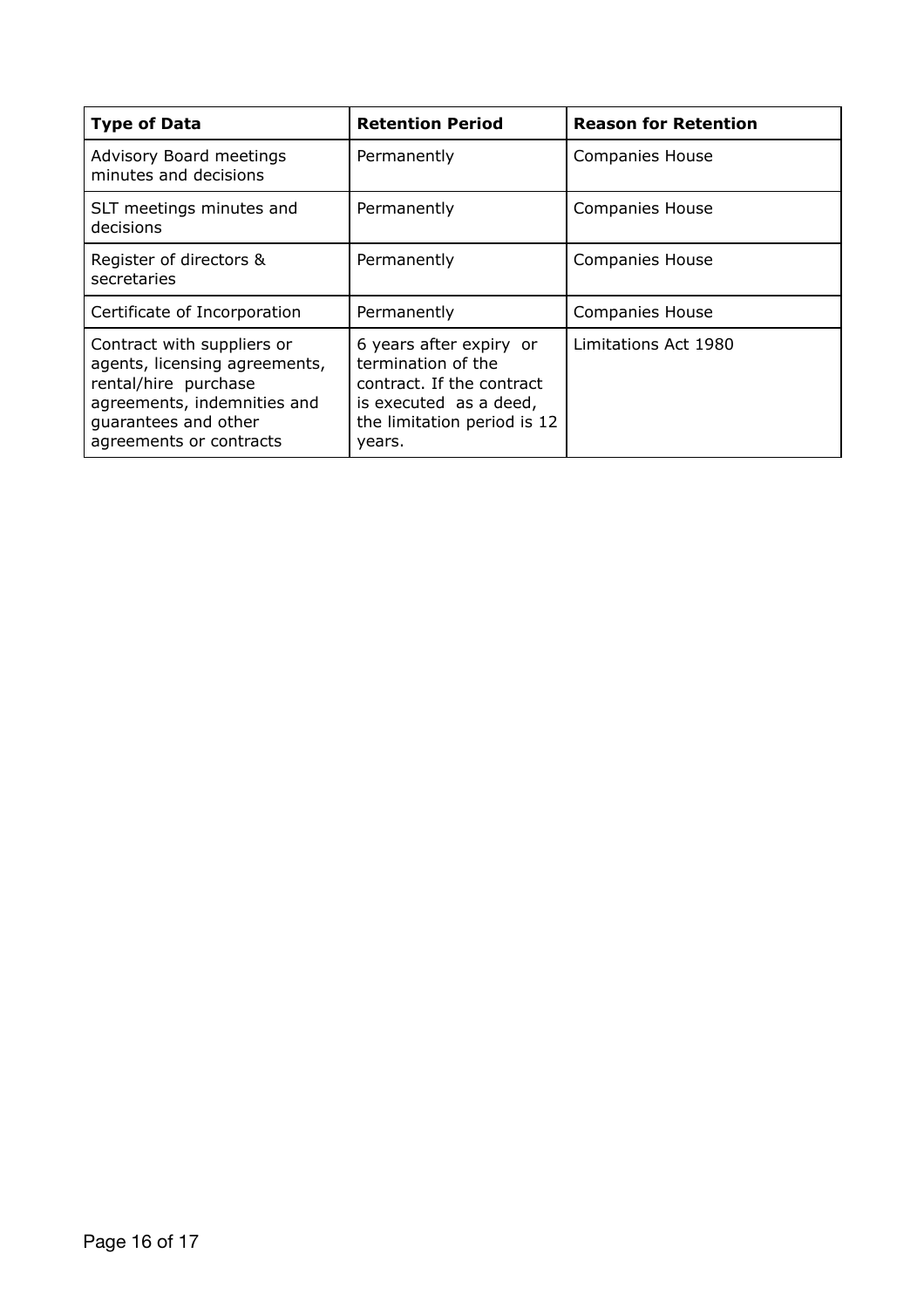| Type of Data | Retention Period | Reason for Retention |
| --- | --- | --- |
| Advisory Board meetings minutes and decisions | Permanently | Companies House |
| SLT meetings minutes and decisions | Permanently | Companies House |
| Register of directors & secretaries | Permanently | Companies House |
| Certificate of Incorporation | Permanently | Companies House |
| Contract with suppliers or agents, licensing agreements, rental/hire purchase agreements, indemnities and guarantees and other agreements or contracts | 6 years after expiry or termination of the contract. If the contract is executed as a deed, the limitation period is 12 years. | Limitations Act 1980 |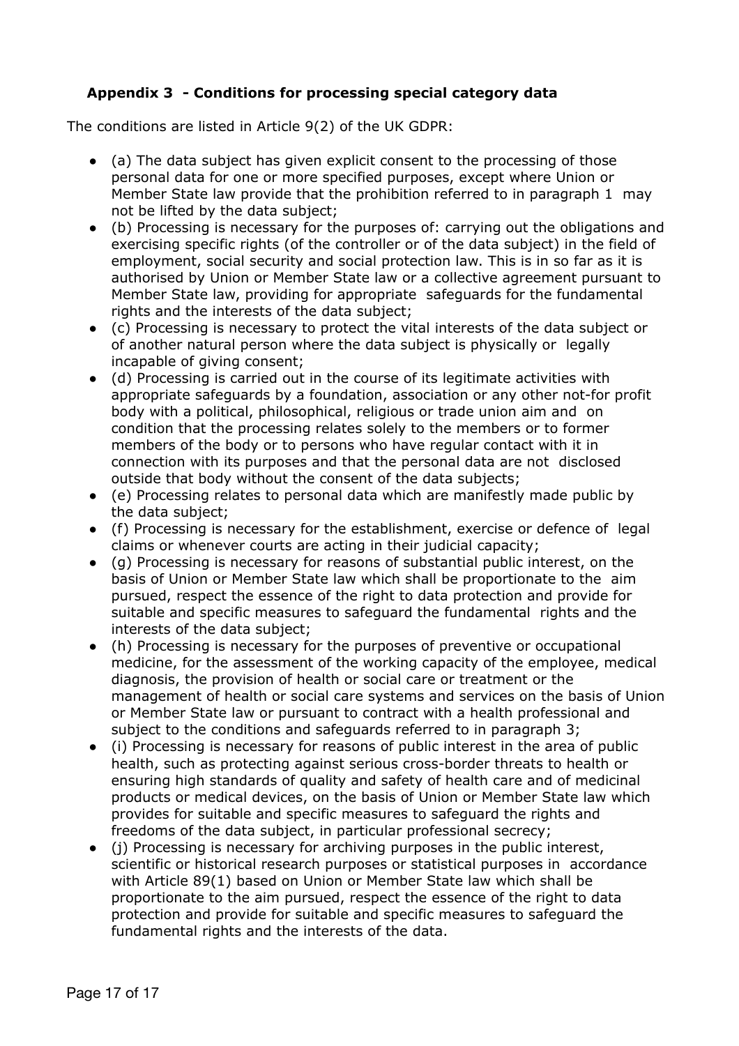### Appendix 3 - Conditions for processing special category data

The conditions are listed in Article 9(2) of the UK GDPR:

- (a) The data subject has given explicit consent to the processing of those personal data for one or more specified purposes, except where Union or Member State law provide that the prohibition referred to in paragraph 1 may not be lifted by the data subject;
- (b) Processing is necessary for the purposes of: carrying out the obligations and exercising specific rights (of the controller or of the data subject) in the field of employment, social security and social protection law. This is in so far as it is authorised by Union or Member State law or a collective agreement pursuant to Member State law, providing for appropriate safeguards for the fundamental rights and the interests of the data subject;
- (c) Processing is necessary to protect the vital interests of the data subject or of another natural person where the data subject is physically or legally incapable of giving consent;
- (d) Processing is carried out in the course of its legitimate activities with appropriate safeguards by a foundation, association or any other not-for profit body with a political, philosophical, religious or trade union aim and on condition that the processing relates solely to the members or to former members of the body or to persons who have regular contact with it in connection with its purposes and that the personal data are not disclosed outside that body without the consent of the data subjects;
- (e) Processing relates to personal data which are manifestly made public by the data subject;
- (f) Processing is necessary for the establishment, exercise or defence of legal claims or whenever courts are acting in their judicial capacity;
- (g) Processing is necessary for reasons of substantial public interest, on the basis of Union or Member State law which shall be proportionate to the aim pursued, respect the essence of the right to data protection and provide for suitable and specific measures to safeguard the fundamental rights and the interests of the data subject;
- (h) Processing is necessary for the purposes of preventive or occupational medicine, for the assessment of the working capacity of the employee, medical diagnosis, the provision of health or social care or treatment or the management of health or social care systems and services on the basis of Union or Member State law or pursuant to contract with a health professional and subject to the conditions and safeguards referred to in paragraph 3;
- (i) Processing is necessary for reasons of public interest in the area of public health, such as protecting against serious cross-border threats to health or ensuring high standards of quality and safety of health care and of medicinal products or medical devices, on the basis of Union or Member State law which provides for suitable and specific measures to safeguard the rights and freedoms of the data subject, in particular professional secrecy;
- (j) Processing is necessary for archiving purposes in the public interest, scientific or historical research purposes or statistical purposes in accordance with Article 89(1) based on Union or Member State law which shall be proportionate to the aim pursued, respect the essence of the right to data protection and provide for suitable and specific measures to safeguard the fundamental rights and the interests of the data.